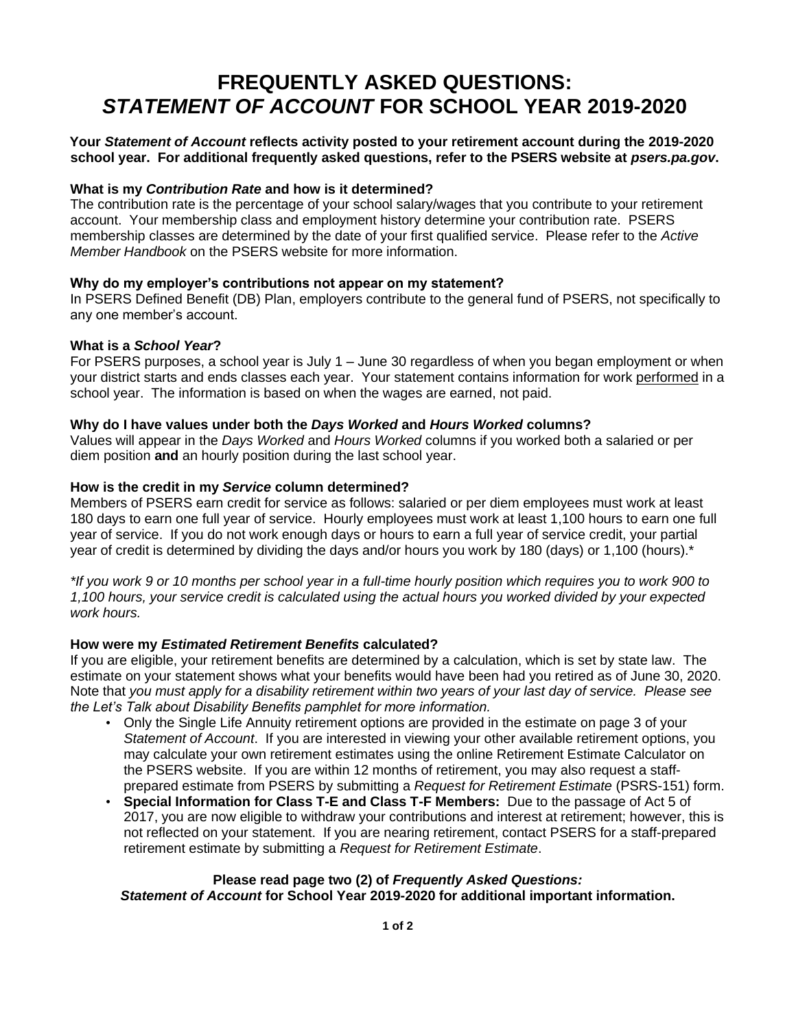# FREQUENTLY ASKED QUESTIONS: *STATEMENT OF ACCOUNT* FOR SCHOOL YEAR 2019-2020

**Your *Statement of Account* reflects activity posted to your retirement account during the 2019-2020 school year. For additional frequently asked questions, refer to the PSERS website at *psers.pa.gov*.**

### What is my *Contribution Rate* and how is it determined?

The contribution rate is the percentage of your school salary/wages that you contribute to your retirement account. Your membership class and employment history determine your contribution rate. PSERS membership classes are determined by the date of your first qualified service. Please refer to the *Active Member Handbook* on the PSERS website for more information.

### Why do my employer's contributions not appear on my statement?

In PSERS Defined Benefit (DB) Plan, employers contribute to the general fund of PSERS, not specifically to any one member's account.

### What is a *School Year*?

For PSERS purposes, a school year is July 1 – June 30 regardless of when you began employment or when your district starts and ends classes each year. Your statement contains information for work <u>performed</u> in a school year. The information is based on when the wages are earned, not paid.

### Why do I have values under both the *Days Worked* and *Hours Worked* columns?

Values will appear in the *Days Worked* and *Hours Worked* columns if you worked both a salaried or per diem position **and** an hourly position during the last school year.

### How is the credit in my *Service* column determined?

Members of PSERS earn credit for service as follows: salaried or per diem employees must work at least 180 days to earn one full year of service. Hourly employees must work at least 1,100 hours to earn one full year of service. If you do not work enough days or hours to earn a full year of service credit, your partial year of credit is determined by dividing the days and/or hours you work by 180 (days) or 1,100 (hours).*

**If you work 9 or 10 months per school year in a full-time hourly position which requires you to work 900 to 1,100 hours, your service credit is calculated using the actual hours you worked divided by your expected work hours.*

### How were my *Estimated Retirement Benefits* calculated?

If you are eligible, your retirement benefits are determined by a calculation, which is set by state law. The estimate on your statement shows what your benefits would have been had you retired as of June 30, 2020. Note that *you must apply for a disability retirement within two years of your last day of service. Please see the Let's Talk about Disability Benefits pamphlet for more information.*

- Only the Single Life Annuity retirement options are provided in the estimate on page 3 of your *Statement of Account*. If you are interested in viewing your other available retirement options, you may calculate your own retirement estimates using the online Retirement Estimate Calculator on the PSERS website. If you are within 12 months of retirement, you may also request a staff-prepared estimate from PSERS by submitting a *Request for Retirement Estimate* (PSRS-151) form.
- **Special Information for Class T-E and Class T-F Members:** Due to the passage of Act 5 of 2017, you are now eligible to withdraw your contributions and interest at retirement; however, this is not reflected on your statement. If you are nearing retirement, contact PSERS for a staff-prepared retirement estimate by submitting a *Request for Retirement Estimate*.

**Please read page two (2) of *Frequently Asked Questions: Statement of Account* for School Year 2019-2020 for additional important information.**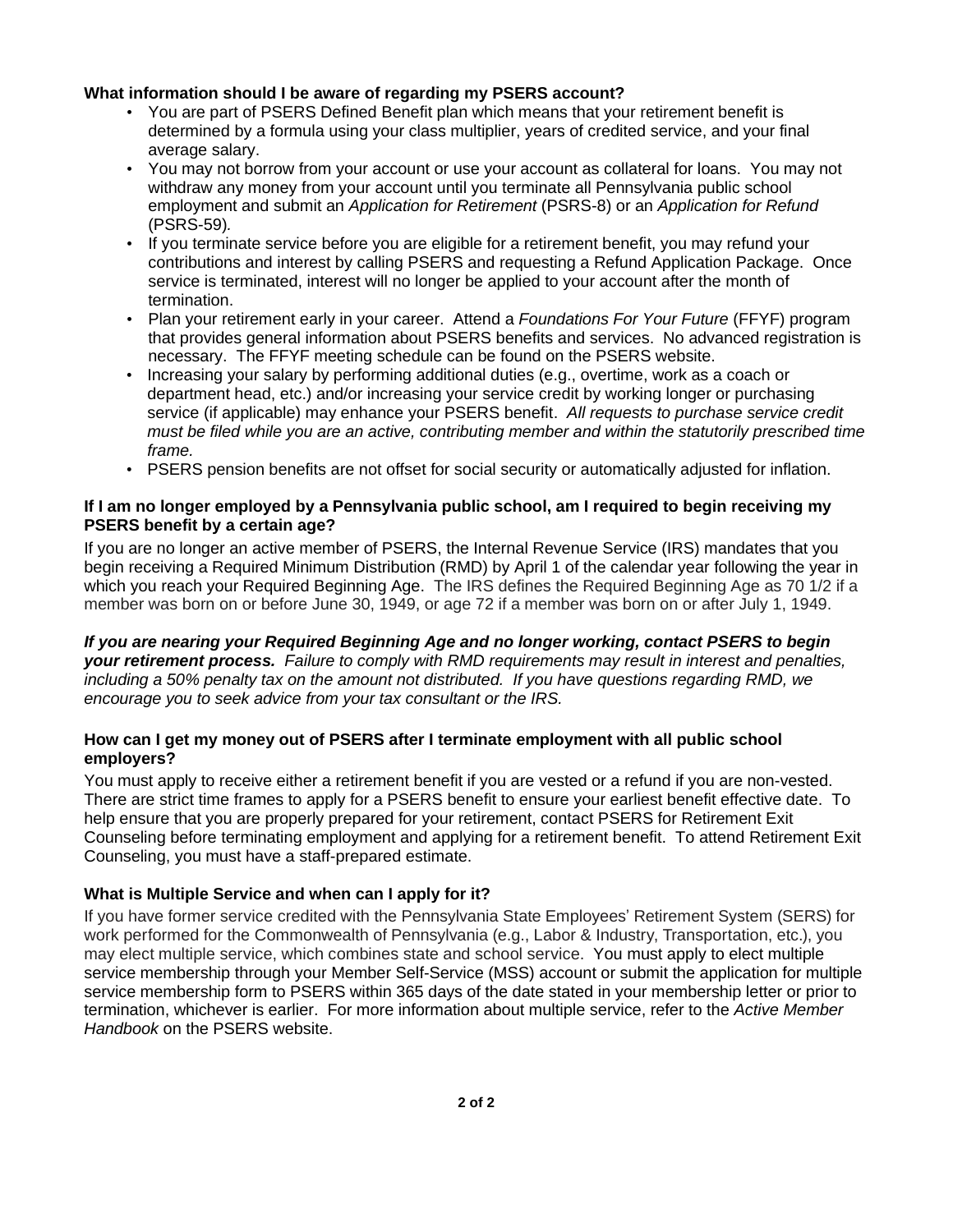**What information should I be aware of regarding my PSERS account?**

- You are part of PSERS Defined Benefit plan which means that your retirement benefit is determined by a formula using your class multiplier, years of credited service, and your final average salary.
- You may not borrow from your account or use your account as collateral for loans. You may not withdraw any money from your account until you terminate all Pennsylvania public school employment and submit an *Application for Retirement* (PSRS-8) or an *Application for Refund* (PSRS-59).
- If you terminate service before you are eligible for a retirement benefit, you may refund your contributions and interest by calling PSERS and requesting a Refund Application Package. Once service is terminated, interest will no longer be applied to your account after the month of termination.
- Plan your retirement early in your career. Attend a *Foundations For Your Future* (FFYF) program that provides general information about PSERS benefits and services. No advanced registration is necessary. The FFYF meeting schedule can be found on the PSERS website.
- Increasing your salary by performing additional duties (e.g., overtime, work as a coach or department head, etc.) and/or increasing your service credit by working longer or purchasing service (if applicable) may enhance your PSERS benefit. *All requests to purchase service credit must be filed while you are an active, contributing member and within the statutorily prescribed time frame.*
- PSERS pension benefits are not offset for social security or automatically adjusted for inflation.

**If I am no longer employed by a Pennsylvania public school, am I required to begin receiving my PSERS benefit by a certain age?**

If you are no longer an active member of PSERS, the Internal Revenue Service (IRS) mandates that you begin receiving a Required Minimum Distribution (RMD) by April 1 of the calendar year following the year in which you reach your Required Beginning Age. The IRS defines the Required Beginning Age as 70 1/2 if a member was born on or before June 30, 1949, or age 72 if a member was born on or after July 1, 1949.

***If you are nearing your Required Beginning Age and no longer working, contact PSERS to begin your retirement process.*** *Failure to comply with RMD requirements may result in interest and penalties, including a 50% penalty tax on the amount not distributed. If you have questions regarding RMD, we encourage you to seek advice from your tax consultant or the IRS.*

**How can I get my money out of PSERS after I terminate employment with all public school employers?**

You must apply to receive either a retirement benefit if you are vested or a refund if you are non-vested. There are strict time frames to apply for a PSERS benefit to ensure your earliest benefit effective date. To help ensure that you are properly prepared for your retirement, contact PSERS for Retirement Exit Counseling before terminating employment and applying for a retirement benefit. To attend Retirement Exit Counseling, you must have a staff-prepared estimate.

**What is Multiple Service and when can I apply for it?**

If you have former service credited with the Pennsylvania State Employees' Retirement System (SERS) for work performed for the Commonwealth of Pennsylvania (e.g., Labor & Industry, Transportation, etc.), you may elect multiple service, which combines state and school service. You must apply to elect multiple service membership through your Member Self-Service (MSS) account or submit the application for multiple service membership form to PSERS within 365 days of the date stated in your membership letter or prior to termination, whichever is earlier. For more information about multiple service, refer to the *Active Member Handbook* on the PSERS website.